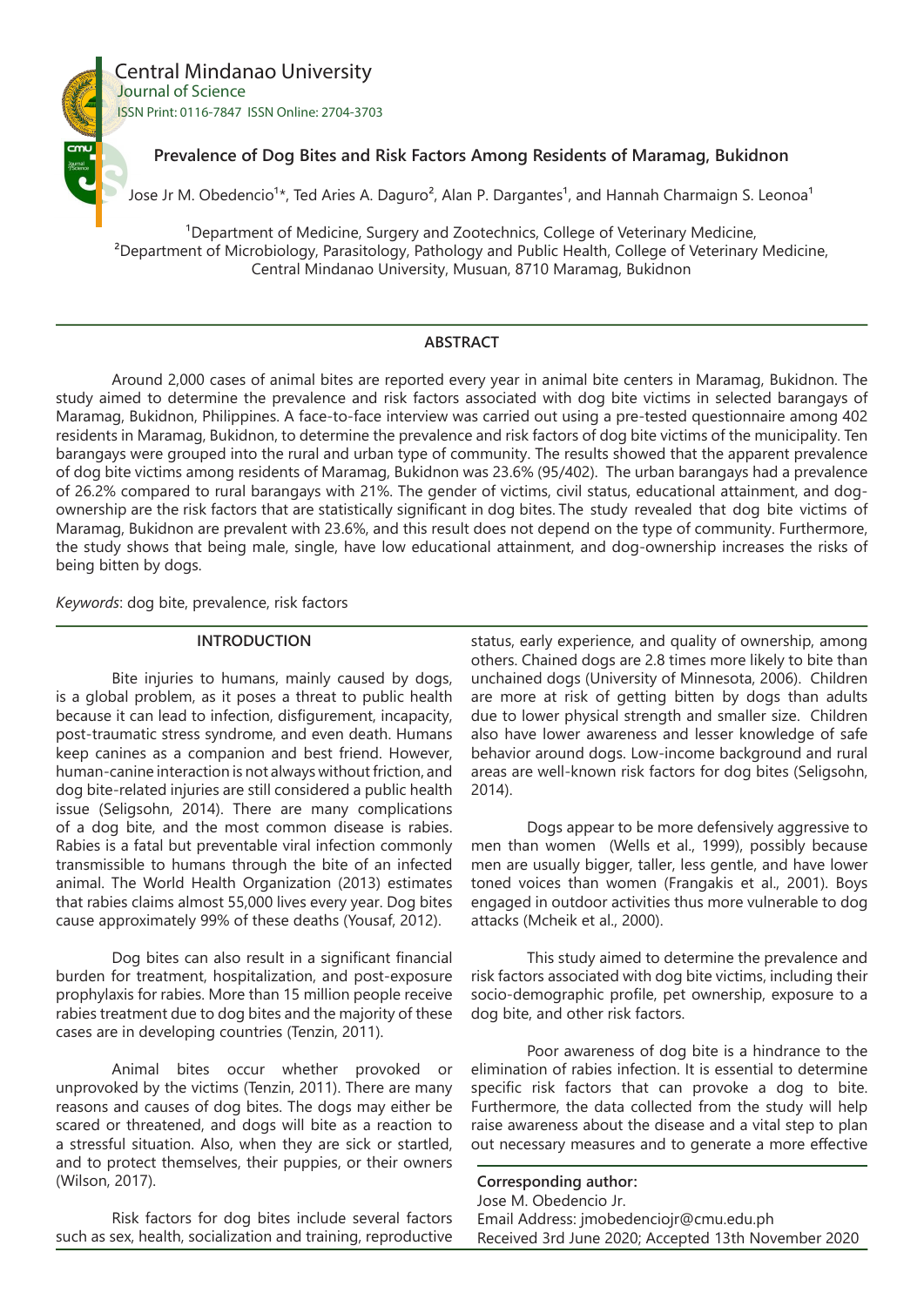# Prevalence of Dog Bites and Risk Factors Among Residents of Maramag, Bukidnon

Jose Jr M. Obedencio[1]*, Ted Aries A. Daguro[2], Alan P. Dargantes[1], and Hannah Charmaign S. Leonoa[1]

[1]Department of Medicine, Surgery and Zootechnics, College of Veterinary Medicine,
[2]Department of Microbiology, Parasitology, Pathology and Public Health, College of Veterinary Medicine,
Central Mindanao University, Musuan, 8710 Maramag, Bukidnon

## ABSTRACT

Around 2,000 cases of animal bites are reported every year in animal bite centers in Maramag, Bukidnon. The study aimed to determine the prevalence and risk factors associated with dog bite victims in selected barangays of Maramag, Bukidnon, Philippines. A face-to-face interview was carried out using a pre-tested questionnaire among 402 residents in Maramag, Bukidnon, to determine the prevalence and risk factors of dog bite victims of the municipality. Ten barangays were grouped into the rural and urban type of community. The results showed that the apparent prevalence of dog bite victims among residents of Maramag, Bukidnon was 23.6% (95/402). The urban barangays had a prevalence of 26.2% compared to rural barangays with 21%. The gender of victims, civil status, educational attainment, and dog-ownership are the risk factors that are statistically significant in dog bites. The study revealed that dog bite victims of Maramag, Bukidnon are prevalent with 23.6%, and this result does not depend on the type of community. Furthermore, the study shows that being male, single, have low educational attainment, and dog-ownership increases the risks of being bitten by dogs.

*Keywords*: dog bite, prevalence, risk factors

## INTRODUCTION

Bite injuries to humans, mainly caused by dogs, is a global problem, as it poses a threat to public health because it can lead to infection, disfigurement, incapacity, post-traumatic stress syndrome, and even death. Humans keep canines as a companion and best friend. However, human-canine interaction is not always without friction, and dog bite-related injuries are still considered a public health issue (Seligsohn, 2014). There are many complications of a dog bite, and the most common disease is rabies. Rabies is a fatal but preventable viral infection commonly transmissible to humans through the bite of an infected animal. The World Health Organization (2013) estimates that rabies claims almost 55,000 lives every year. Dog bites cause approximately 99% of these deaths (Yousaf, 2012).

Dog bites can also result in a significant financial burden for treatment, hospitalization, and post-exposure prophylaxis for rabies. More than 15 million people receive rabies treatment due to dog bites and the majority of these cases are in developing countries (Tenzin, 2011).

Animal bites occur whether provoked or unprovoked by the victims (Tenzin, 2011). There are many reasons and causes of dog bites. The dogs may either be scared or threatened, and dogs will bite as a reaction to a stressful situation. Also, when they are sick or startled, and to protect themselves, their puppies, or their owners (Wilson, 2017).

Risk factors for dog bites include several factors such as sex, health, socialization and training, reproductive status, early experience, and quality of ownership, among others. Chained dogs are 2.8 times more likely to bite than unchained dogs (University of Minnesota, 2006). Children are more at risk of getting bitten by dogs than adults due to lower physical strength and smaller size. Children also have lower awareness and lesser knowledge of safe behavior around dogs. Low-income background and rural areas are well-known risk factors for dog bites (Seligsohn, 2014).

Dogs appear to be more defensively aggressive to men than women (Wells et al., 1999), possibly because men are usually bigger, taller, less gentle, and have lower toned voices than women (Frangakis et al., 2001). Boys engaged in outdoor activities thus more vulnerable to dog attacks (Mcheik et al., 2000).

This study aimed to determine the prevalence and risk factors associated with dog bite victims, including their socio-demographic profile, pet ownership, exposure to a dog bite, and other risk factors.

Poor awareness of dog bite is a hindrance to the elimination of rabies infection. It is essential to determine specific risk factors that can provoke a dog to bite. Furthermore, the data collected from the study will help raise awareness about the disease and a vital step to plan out necessary measures and to generate a more effective

**Corresponding author:**
Jose M. Obedencio Jr.
Email Address: jmobedenciojr@cmu.edu.ph
Received 3rd June 2020; Accepted 13th November 2020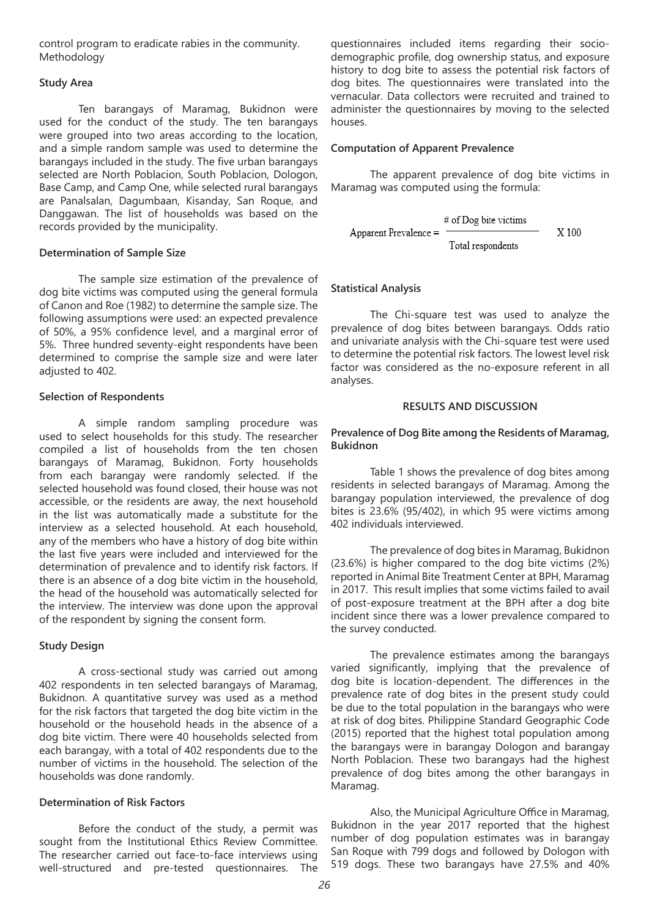control program to eradicate rabies in the community. Methodology

### Study Area

Ten barangays of Maramag, Bukidnon were used for the conduct of the study. The ten barangays were grouped into two areas according to the location, and a simple random sample was used to determine the barangays included in the study. The five urban barangays selected are North Poblacion, South Poblacion, Dologon, Base Camp, and Camp One, while selected rural barangays are Panalsalan, Dagumbaan, Kisanday, San Roque, and Danggawan. The list of households was based on the records provided by the municipality.

### Determination of Sample Size

The sample size estimation of the prevalence of dog bite victims was computed using the general formula of Canon and Roe (1982) to determine the sample size. The following assumptions were used: an expected prevalence of 50%, a 95% confidence level, and a marginal error of 5%. Three hundred seventy-eight respondents have been determined to comprise the sample size and were later adjusted to 402.

### Selection of Respondents

A simple random sampling procedure was used to select households for this study. The researcher compiled a list of households from the ten chosen barangays of Maramag, Bukidnon. Forty households from each barangay were randomly selected. If the selected household was found closed, their house was not accessible, or the residents are away, the next household in the list was automatically made a substitute for the interview as a selected household. At each household, any of the members who have a history of dog bite within the last five years were included and interviewed for the determination of prevalence and to identify risk factors. If there is an absence of a dog bite victim in the household, the head of the household was automatically selected for the interview. The interview was done upon the approval of the respondent by signing the consent form.

### Study Design

A cross-sectional study was carried out among 402 respondents in ten selected barangays of Maramag, Bukidnon. A quantitative survey was used as a method for the risk factors that targeted the dog bite victim in the household or the household heads in the absence of a dog bite victim. There were 40 households selected from each barangay, with a total of 402 respondents due to the number of victims in the household. The selection of the households was done randomly.

### Determination of Risk Factors

Before the conduct of the study, a permit was sought from the Institutional Ethics Review Committee. The researcher carried out face-to-face interviews using well-structured and pre-tested questionnaires. The questionnaires included items regarding their socio-demographic profile, dog ownership status, and exposure history to dog bite to assess the potential risk factors of dog bites. The questionnaires were translated into the vernacular. Data collectors were recruited and trained to administer the questionnaires by moving to the selected houses.

### Computation of Apparent Prevalence

The apparent prevalence of dog bite victims in Maramag was computed using the formula:

$$\text{Apparent Prevalence} = \frac{\text{\# of Dog bite victims}}{\text{Total respondents}} \quad X\,100$$

### Statistical Analysis

The Chi-square test was used to analyze the prevalence of dog bites between barangays. Odds ratio and univariate analysis with the Chi-square test were used to determine the potential risk factors. The lowest level risk factor was considered as the no-exposure referent in all analyses.

## RESULTS AND DISCUSSION

### Prevalence of Dog Bite among the Residents of Maramag, Bukidnon

Table 1 shows the prevalence of dog bites among residents in selected barangays of Maramag. Among the barangay population interviewed, the prevalence of dog bites is 23.6% (95/402), in which 95 were victims among 402 individuals interviewed.

The prevalence of dog bites in Maramag, Bukidnon (23.6%) is higher compared to the dog bite victims (2%) reported in Animal Bite Treatment Center at BPH, Maramag in 2017. This result implies that some victims failed to avail of post-exposure treatment at the BPH after a dog bite incident since there was a lower prevalence compared to the survey conducted.

The prevalence estimates among the barangays varied significantly, implying that the prevalence of dog bite is location-dependent. The differences in the prevalence rate of dog bites in the present study could be due to the total population in the barangays who were at risk of dog bites. Philippine Standard Geographic Code (2015) reported that the highest total population among the barangays were in barangay Dologon and barangay North Poblacion. These two barangays had the highest prevalence of dog bites among the other barangays in Maramag.

Also, the Municipal Agriculture Office in Maramag, Bukidnon in the year 2017 reported that the highest number of dog population estimates was in barangay San Roque with 799 dogs and followed by Dologon with 519 dogs. These two barangays have 27.5% and 40%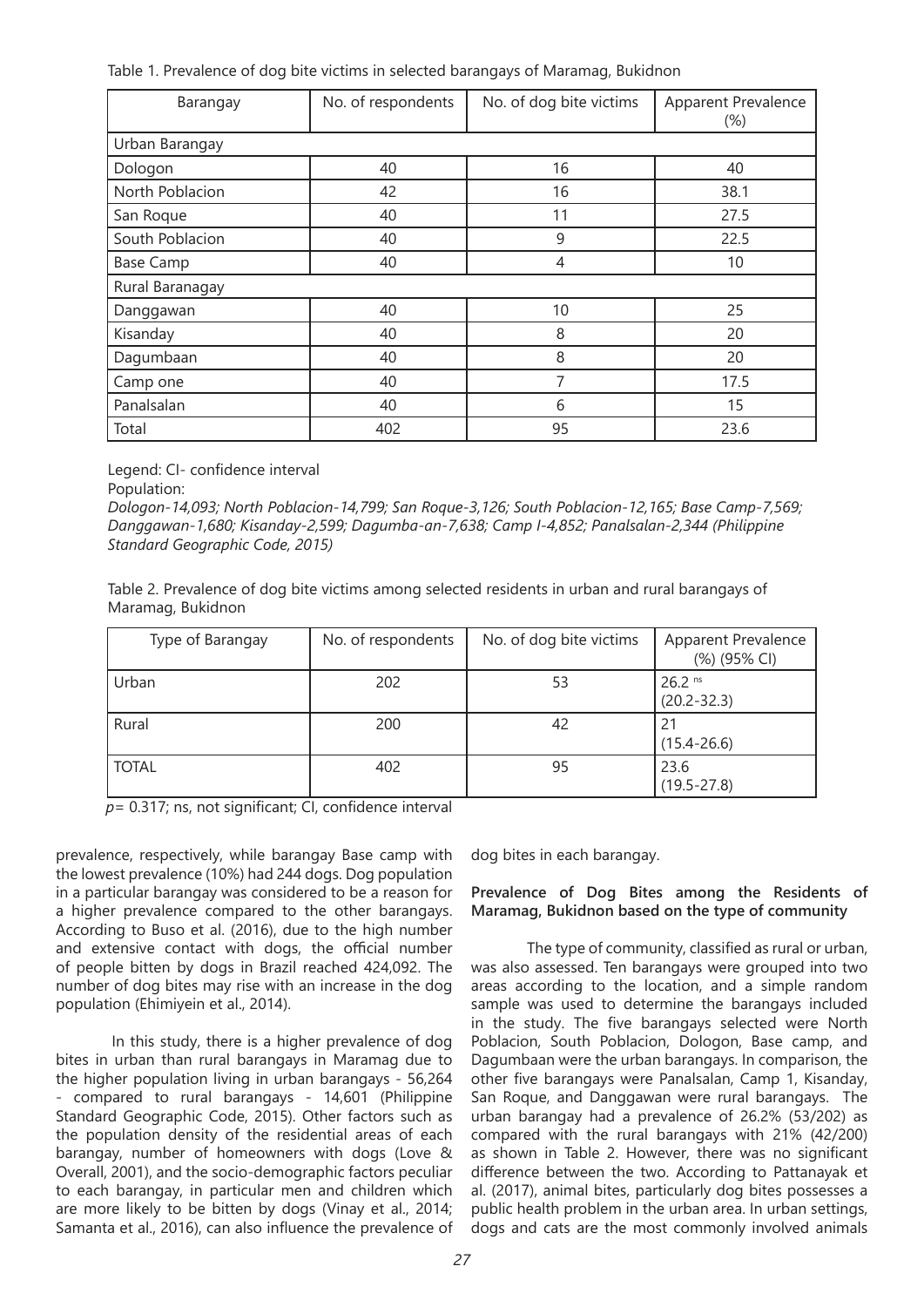Table 1. Prevalence of dog bite victims in selected barangays of Maramag, Bukidnon

| Barangay | No. of respondents | No. of dog bite victims | Apparent Prevalence (%) |
|---|---|---|---|
| Urban Barangay | | | |
| Dologon | 40 | 16 | 40 |
| North Poblacion | 42 | 16 | 38.1 |
| San Roque | 40 | 11 | 27.5 |
| South Poblacion | 40 | 9 | 22.5 |
| Base Camp | 40 | 4 | 10 |
| Rural Baranagay | | | |
| Danggawan | 40 | 10 | 25 |
| Kisanday | 40 | 8 | 20 |
| Dagumbaan | 40 | 8 | 20 |
| Camp one | 40 | 7 | 17.5 |
| Panalsalan | 40 | 6 | 15 |
| Total | 402 | 95 | 23.6 |

Legend: CI- confidence interval

Population:

*Dologon-14,093; North Poblacion-14,799; San Roque-3,126; South Poblacion-12,165; Base Camp-7,569; Danggawan-1,680; Kisanday-2,599; Dagumba-an-7,638; Camp I-4,852; Panalsalan-2,344 (Philippine Standard Geographic Code, 2015)*

Table 2. Prevalence of dog bite victims among selected residents in urban and rural barangays of Maramag, Bukidnon

| Type of Barangay | No. of respondents | No. of dog bite victims | Apparent Prevalence (%) (95% CI) |
|---|---|---|---|
| Urban | 202 | 53 | 26.2 $^{ns}$ (20.2-32.3) |
| Rural | 200 | 42 | 21 (15.4-26.6) |
| TOTAL | 402 | 95 | 23.6 (19.5-27.8) |

$p$= 0.317; ns, not significant; CI, confidence interval

prevalence, respectively, while barangay Base camp with the lowest prevalence (10%) had 244 dogs. Dog population in a particular barangay was considered to be a reason for a higher prevalence compared to the other barangays. According to Buso et al. (2016), due to the high number and extensive contact with dogs, the official number of people bitten by dogs in Brazil reached 424,092. The number of dog bites may rise with an increase in the dog population (Ehimiyein et al., 2014).

In this study, there is a higher prevalence of dog bites in urban than rural barangays in Maramag due to the higher population living in urban barangays - 56,264 - compared to rural barangays - 14,601 (Philippine Standard Geographic Code, 2015). Other factors such as the population density of the residential areas of each barangay, number of homeowners with dogs (Love & Overall, 2001), and the socio-demographic factors peculiar to each barangay, in particular men and children which are more likely to be bitten by dogs (Vinay et al., 2014; Samanta et al., 2016), can also influence the prevalence of dog bites in each barangay.

**Prevalence of Dog Bites among the Residents of Maramag, Bukidnon based on the type of community**

The type of community, classified as rural or urban, was also assessed. Ten barangays were grouped into two areas according to the location, and a simple random sample was used to determine the barangays included in the study. The five barangays selected were North Poblacion, South Poblacion, Dologon, Base camp, and Dagumbaan were the urban barangays. In comparison, the other five barangays were Panalsalan, Camp 1, Kisanday, San Roque, and Danggawan were rural barangays. The urban barangay had a prevalence of 26.2% (53/202) as compared with the rural barangays with 21% (42/200) as shown in Table 2. However, there was no significant difference between the two. According to Pattanayak et al. (2017), animal bites, particularly dog bites possesses a public health problem in the urban area. In urban settings, dogs and cats are the most commonly involved animals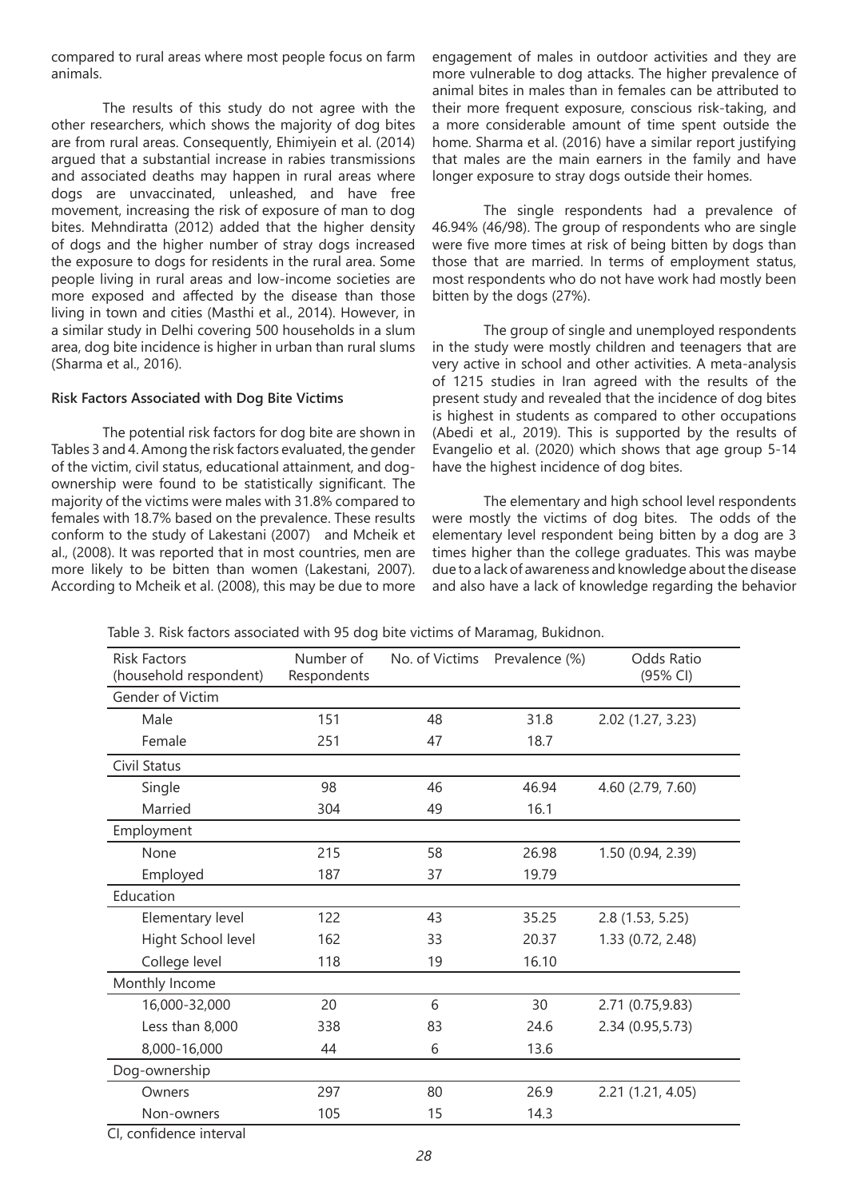compared to rural areas where most people focus on farm animals.

The results of this study do not agree with the other researchers, which shows the majority of dog bites are from rural areas. Consequently, Ehimiyein et al. (2014) argued that a substantial increase in rabies transmissions and associated deaths may happen in rural areas where dogs are unvaccinated, unleashed, and have free movement, increasing the risk of exposure of man to dog bites. Mehndiratta (2012) added that the higher density of dogs and the higher number of stray dogs increased the exposure to dogs for residents in the rural area. Some people living in rural areas and low-income societies are more exposed and affected by the disease than those living in town and cities (Masthi et al., 2014). However, in a similar study in Delhi covering 500 households in a slum area, dog bite incidence is higher in urban than rural slums (Sharma et al., 2016).

**Risk Factors Associated with Dog Bite Victims**

The potential risk factors for dog bite are shown in Tables 3 and 4. Among the risk factors evaluated, the gender of the victim, civil status, educational attainment, and dog-ownership were found to be statistically significant. The majority of the victims were males with 31.8% compared to females with 18.7% based on the prevalence. These results conform to the study of Lakestani (2007) and Mcheik et al., (2008). It was reported that in most countries, men are more likely to be bitten than women (Lakestani, 2007). According to Mcheik et al. (2008), this may be due to more engagement of males in outdoor activities and they are more vulnerable to dog attacks. The higher prevalence of animal bites in males than in females can be attributed to their more frequent exposure, conscious risk-taking, and a more considerable amount of time spent outside the home. Sharma et al. (2016) have a similar report justifying that males are the main earners in the family and have longer exposure to stray dogs outside their homes.

The single respondents had a prevalence of 46.94% (46/98). The group of respondents who are single were five more times at risk of being bitten by dogs than those that are married. In terms of employment status, most respondents who do not have work had mostly been bitten by the dogs (27%).

The group of single and unemployed respondents in the study were mostly children and teenagers that are very active in school and other activities. A meta-analysis of 1215 studies in Iran agreed with the results of the present study and revealed that the incidence of dog bites is highest in students as compared to other occupations (Abedi et al., 2019). This is supported by the results of Evangelio et al. (2020) which shows that age group 5-14 have the highest incidence of dog bites.

The elementary and high school level respondents were mostly the victims of dog bites. The odds of the elementary level respondent being bitten by a dog are 3 times higher than the college graduates. This was maybe due to a lack of awareness and knowledge about the disease and also have a lack of knowledge regarding the behavior

Table 3. Risk factors associated with 95 dog bite victims of Maramag, Bukidnon.

| Risk Factors (household respondent) | Number of Respondents | No. of Victims | Prevalence (%) | Odds Ratio (95% CI) |
|---|---|---|---|---|
| Gender of Victim | | | | |
| Male | 151 | 48 | 31.8 | 2.02 (1.27, 3.23) |
| Female | 251 | 47 | 18.7 | |
| Civil Status | | | | |
| Single | 98 | 46 | 46.94 | 4.60 (2.79, 7.60) |
| Married | 304 | 49 | 16.1 | |
| Employment | | | | |
| None | 215 | 58 | 26.98 | 1.50 (0.94, 2.39) |
| Employed | 187 | 37 | 19.79 | |
| Education | | | | |
| Elementary level | 122 | 43 | 35.25 | 2.8 (1.53, 5.25) |
| Hight School level | 162 | 33 | 20.37 | 1.33 (0.72, 2.48) |
| College level | 118 | 19 | 16.10 | |
| Monthly Income | | | | |
| 16,000-32,000 | 20 | 6 | 30 | 2.71 (0.75,9.83) |
| Less than 8,000 | 338 | 83 | 24.6 | 2.34 (0.95,5.73) |
| 8,000-16,000 | 44 | 6 | 13.6 | |
| Dog-ownership | | | | |
| Owners | 297 | 80 | 26.9 | 2.21 (1.21, 4.05) |
| Non-owners | 105 | 15 | 14.3 | |

CI, confidence interval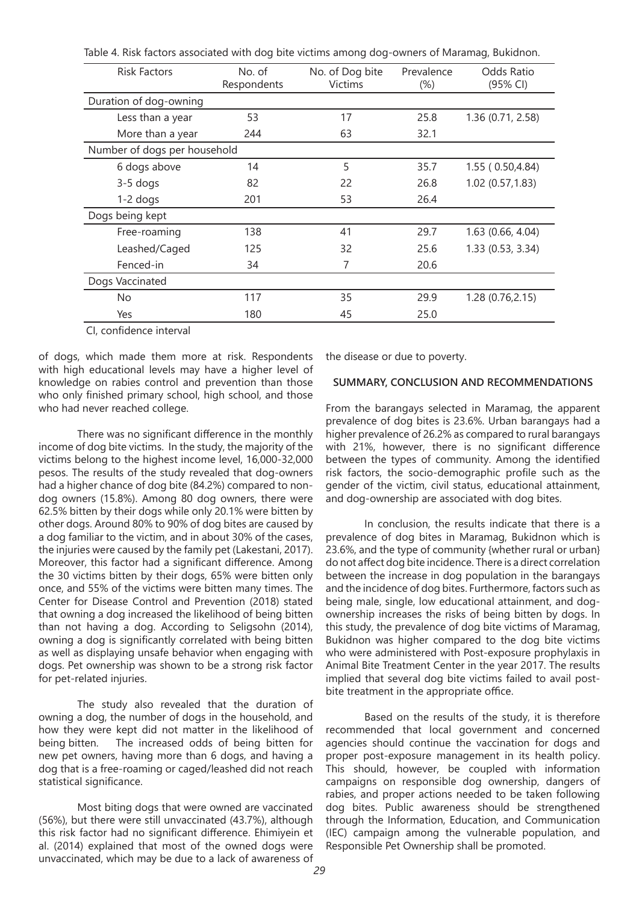Table 4. Risk factors associated with dog bite victims among dog-owners of Maramag, Bukidnon.

| Risk Factors | No. of Respondents | No. of Dog bite Victims | Prevalence (%) | Odds Ratio (95% CI) |
|---|---|---|---|---|
| Duration of dog-owning | | | | |
| Less than a year | 53 | 17 | 25.8 | 1.36 (0.71, 2.58) |
| More than a year | 244 | 63 | 32.1 | |
| Number of dogs per household | | | | |
| 6 dogs above | 14 | 5 | 35.7 | 1.55 ( 0.50,4.84) |
| 3-5 dogs | 82 | 22 | 26.8 | 1.02 (0.57,1.83) |
| 1-2 dogs | 201 | 53 | 26.4 | |
| Dogs being kept | | | | |
| Free-roaming | 138 | 41 | 29.7 | 1.63 (0.66, 4.04) |
| Leashed/Caged | 125 | 32 | 25.6 | 1.33 (0.53, 3.34) |
| Fenced-in | 34 | 7 | 20.6 | |
| Dogs Vaccinated | | | | |
| No | 117 | 35 | 29.9 | 1.28 (0.76,2.15) |
| Yes | 180 | 45 | 25.0 | |

CI, confidence interval

of dogs, which made them more at risk. Respondents with high educational levels may have a higher level of knowledge on rabies control and prevention than those who only finished primary school, high school, and those who had never reached college.

There was no significant difference in the monthly income of dog bite victims. In the study, the majority of the victims belong to the highest income level, 16,000-32,000 pesos. The results of the study revealed that dog-owners had a higher chance of dog bite (84.2%) compared to non-dog owners (15.8%). Among 80 dog owners, there were 62.5% bitten by their dogs while only 20.1% were bitten by other dogs. Around 80% to 90% of dog bites are caused by a dog familiar to the victim, and in about 30% of the cases, the injuries were caused by the family pet (Lakestani, 2017). Moreover, this factor had a significant difference. Among the 30 victims bitten by their dogs, 65% were bitten only once, and 55% of the victims were bitten many times. The Center for Disease Control and Prevention (2018) stated that owning a dog increased the likelihood of being bitten than not having a dog. According to Seligsohn (2014), owning a dog is significantly correlated with being bitten as well as displaying unsafe behavior when engaging with dogs. Pet ownership was shown to be a strong risk factor for pet-related injuries.

The study also revealed that the duration of owning a dog, the number of dogs in the household, and how they were kept did not matter in the likelihood of being bitten. The increased odds of being bitten for new pet owners, having more than 6 dogs, and having a dog that is a free-roaming or caged/leashed did not reach statistical significance.

Most biting dogs that were owned are vaccinated (56%), but there were still unvaccinated (43.7%), although this risk factor had no significant difference. Ehimiyein et al. (2014) explained that most of the owned dogs were unvaccinated, which may be due to a lack of awareness of the disease or due to poverty.

## SUMMARY, CONCLUSION AND RECOMMENDATIONS

From the barangays selected in Maramag, the apparent prevalence of dog bites is 23.6%. Urban barangays had a higher prevalence of 26.2% as compared to rural barangays with 21%, however, there is no significant difference between the types of community. Among the identified risk factors, the socio-demographic profile such as the gender of the victim, civil status, educational attainment, and dog-ownership are associated with dog bites.

In conclusion, the results indicate that there is a prevalence of dog bites in Maramag, Bukidnon which is 23.6%, and the type of community {whether rural or urban} do not affect dog bite incidence. There is a direct correlation between the increase in dog population in the barangays and the incidence of dog bites. Furthermore, factors such as being male, single, low educational attainment, and dog-ownership increases the risks of being bitten by dogs. In this study, the prevalence of dog bite victims of Maramag, Bukidnon was higher compared to the dog bite victims who were administered with Post-exposure prophylaxis in Animal Bite Treatment Center in the year 2017. The results implied that several dog bite victims failed to avail post-bite treatment in the appropriate office.

Based on the results of the study, it is therefore recommended that local government and concerned agencies should continue the vaccination for dogs and proper post-exposure management in its health policy. This should, however, be coupled with information campaigns on responsible dog ownership, dangers of rabies, and proper actions needed to be taken following dog bites. Public awareness should be strengthened through the Information, Education, and Communication (IEC) campaign among the vulnerable population, and Responsible Pet Ownership shall be promoted.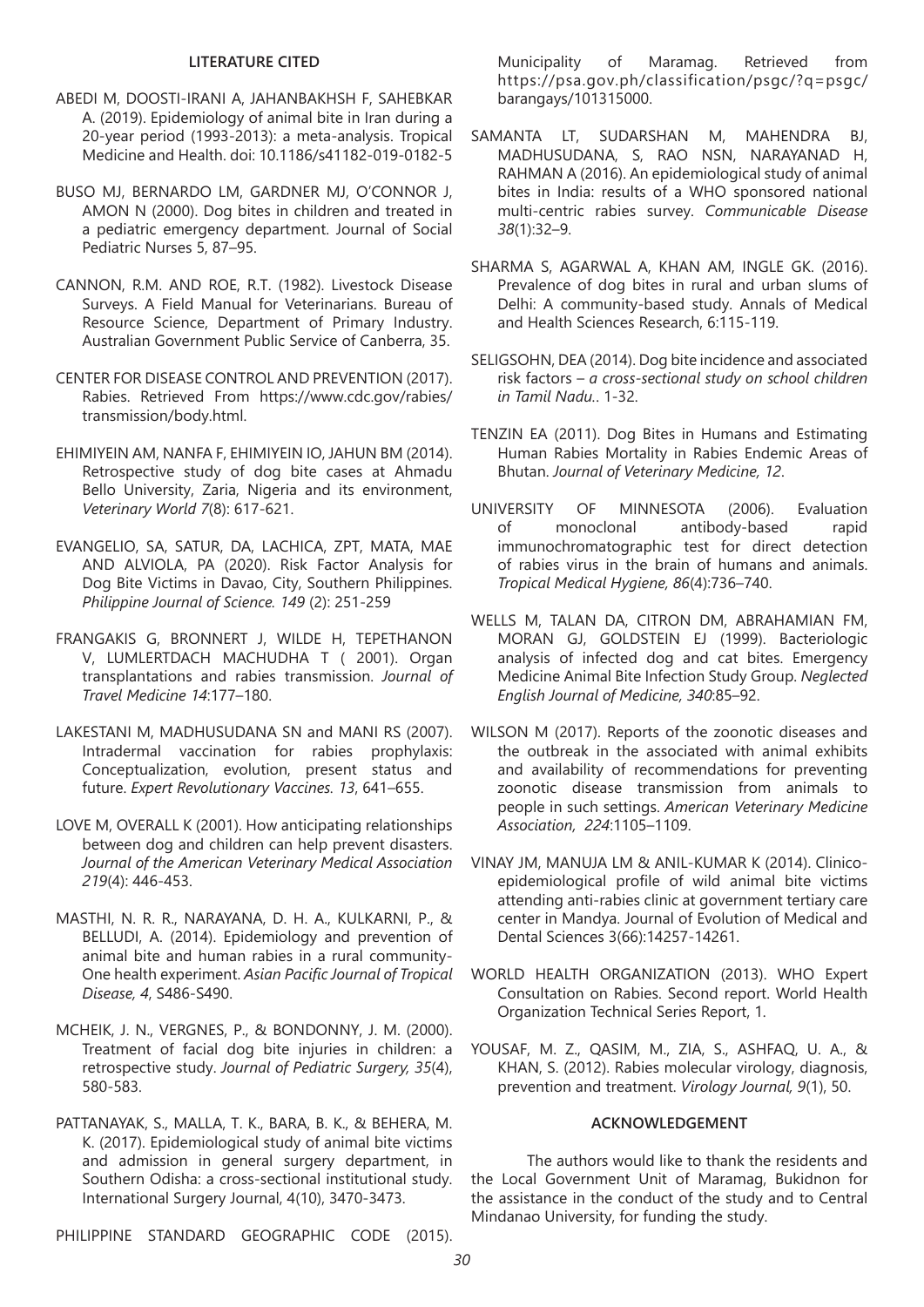## LITERATURE CITED

ABEDI M, DOOSTI-IRANI A, JAHANBAKHSH F, SAHEBKAR A. (2019). Epidemiology of animal bite in Iran during a 20-year period (1993-2013): a meta-analysis. Tropical Medicine and Health. doi: 10.1186/s41182-019-0182-5

BUSO MJ, BERNARDO LM, GARDNER MJ, O'CONNOR J, AMON N (2000). Dog bites in children and treated in a pediatric emergency department. Journal of Social Pediatric Nurses 5, 87–95.

CANNON, R.M. AND ROE, R.T. (1982). Livestock Disease Surveys. A Field Manual for Veterinarians. Bureau of Resource Science, Department of Primary Industry. Australian Government Public Service of Canberra, 35.

CENTER FOR DISEASE CONTROL AND PREVENTION (2017). Rabies. Retrieved From https://www.cdc.gov/rabies/transmission/body.html.

EHIMIYEIN AM, NANFA F, EHIMIYEIN IO, JAHUN BM (2014). Retrospective study of dog bite cases at Ahmadu Bello University, Zaria, Nigeria and its environment, *Veterinary World 7*(8): 617-621.

EVANGELIO, SA, SATUR, DA, LACHICA, ZPT, MATA, MAE AND ALVIOLA, PA (2020). Risk Factor Analysis for Dog Bite Victims in Davao, City, Southern Philippines. *Philippine Journal of Science. 149* (2): 251-259

FRANGAKIS G, BRONNERT J, WILDE H, TEPETHANON V, LUMLERTDACH MACHUDHA T ( 2001). Organ transplantations and rabies transmission. *Journal of Travel Medicine 14*:177–180.

LAKESTANI M, MADHUSUDANA SN and MANI RS (2007). Intradermal vaccination for rabies prophylaxis: Conceptualization, evolution, present status and future. *Expert Revolutionary Vaccines. 13*, 641–655.

LOVE M, OVERALL K (2001). How anticipating relationships between dog and children can help prevent disasters. *Journal of the American Veterinary Medical Association 219*(4): 446-453.

MASTHI, N. R. R., NARAYANA, D. H. A., KULKARNI, P., & BELLUDI, A. (2014). Epidemiology and prevention of animal bite and human rabies in a rural community-One health experiment. *Asian Pacific Journal of Tropical Disease, 4*, S486-S490.

MCHEIK, J. N., VERGNES, P., & BONDONNY, J. M. (2000). Treatment of facial dog bite injuries in children: a retrospective study. *Journal of Pediatric Surgery, 35*(4), 580-583.

PATTANAYAK, S., MALLA, T. K., BARA, B. K., & BEHERA, M. K. (2017). Epidemiological study of animal bite victims and admission in general surgery department, in Southern Odisha: a cross-sectional institutional study. International Surgery Journal, 4(10), 3470-3473.

PHILIPPINE STANDARD GEOGRAPHIC CODE (2015). Municipality of Maramag. Retrieved from https://psa.gov.ph/classification/psgc/?q=psgc/barangays/101315000.

SAMANTA LT, SUDARSHAN M, MAHENDRA BJ, MADHUSUDANA, S, RAO NSN, NARAYANAD H, RAHMAN A (2016). An epidemiological study of animal bites in India: results of a WHO sponsored national multi-centric rabies survey. *Communicable Disease 38*(1):32–9.

SHARMA S, AGARWAL A, KHAN AM, INGLE GK. (2016). Prevalence of dog bites in rural and urban slums of Delhi: A community-based study. Annals of Medical and Health Sciences Research, 6:115-119.

SELIGSOHN, DEA (2014). Dog bite incidence and associated risk factors – *a cross-sectional study on school children in Tamil Nadu.*. 1-32.

TENZIN EA (2011). Dog Bites in Humans and Estimating Human Rabies Mortality in Rabies Endemic Areas of Bhutan. *Journal of Veterinary Medicine, 12*.

UNIVERSITY OF MINNESOTA (2006). Evaluation of monoclonal antibody-based rapid immunochromatographic test for direct detection of rabies virus in the brain of humans and animals. *Tropical Medical Hygiene, 86*(4):736–740.

WELLS M, TALAN DA, CITRON DM, ABRAHAMIAN FM, MORAN GJ, GOLDSTEIN EJ (1999). Bacteriologic analysis of infected dog and cat bites. Emergency Medicine Animal Bite Infection Study Group. *Neglected English Journal of Medicine, 340*:85–92.

WILSON M (2017). Reports of the zoonotic diseases and the outbreak in the associated with animal exhibits and availability of recommendations for preventing zoonotic disease transmission from animals to people in such settings. *American Veterinary Medicine Association, 224*:1105–1109.

VINAY JM, MANUJA LM & ANIL-KUMAR K (2014). Clinico-epidemiological profile of wild animal bite victims attending anti-rabies clinic at government tertiary care center in Mandya. Journal of Evolution of Medical and Dental Sciences 3(66):14257-14261.

WORLD HEALTH ORGANIZATION (2013). WHO Expert Consultation on Rabies. Second report. World Health Organization Technical Series Report, 1.

YOUSAF, M. Z., QASIM, M., ZIA, S., ASHFAQ, U. A., & KHAN, S. (2012). Rabies molecular virology, diagnosis, prevention and treatment. *Virology Journal, 9*(1), 50.

## ACKNOWLEDGEMENT

The authors would like to thank the residents and the Local Government Unit of Maramag, Bukidnon for the assistance in the conduct of the study and to Central Mindanao University, for funding the study.